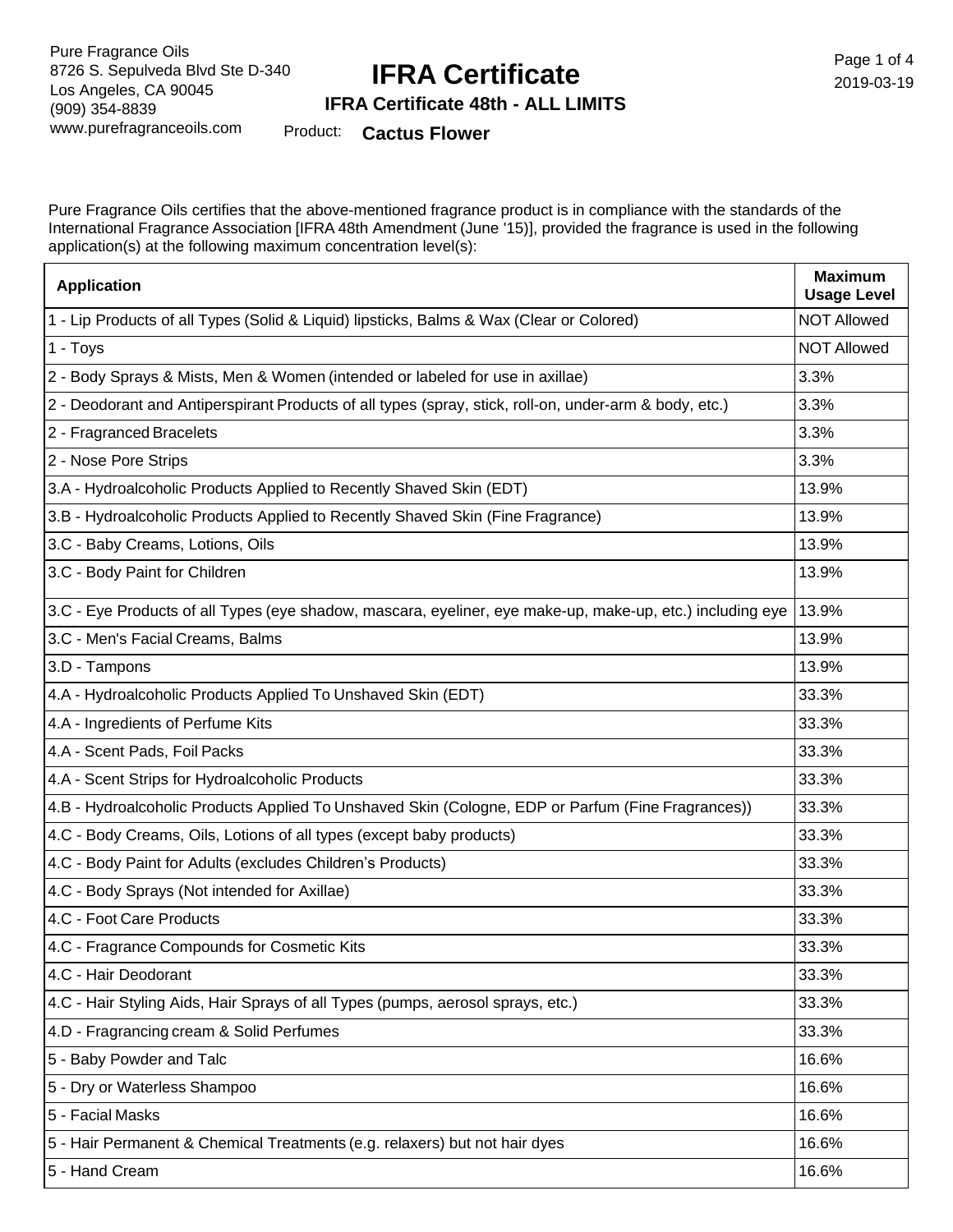Pure Fragrance Oils
8726 S. Sepulveda Blvd Ste D-340
Los Angeles, CA 90045
(909) 354-8839
www.purefragranceoils.com

# IFRA Certificate

## IFRA Certificate 48th - ALL LIMITS

2019-03-19

Product: **Cactus Flower**

Pure Fragrance Oils certifies that the above-mentioned fragrance product is in compliance with the standards of the International Fragrance Association [IFRA 48th Amendment (June '15)], provided the fragrance is used in the following application(s) at the following maximum concentration level(s):

| Application | Maximum Usage Level |
|---|---|
| 1 - Lip Products of all Types (Solid & Liquid) lipsticks, Balms & Wax (Clear or Colored) | NOT Allowed |
| 1 - Toys | NOT Allowed |
| 2 - Body Sprays & Mists, Men & Women (intended or labeled for use in axillae) | 3.3% |
| 2 - Deodorant and Antiperspirant Products of all types (spray, stick, roll-on, under-arm & body, etc.) | 3.3% |
| 2 - Fragranced Bracelets | 3.3% |
| 2 - Nose Pore Strips | 3.3% |
| 3.A - Hydroalcoholic Products Applied to Recently Shaved Skin (EDT) | 13.9% |
| 3.B - Hydroalcoholic Products Applied to Recently Shaved Skin (Fine Fragrance) | 13.9% |
| 3.C - Baby Creams, Lotions, Oils | 13.9% |
| 3.C - Body Paint for Children | 13.9% |
| 3.C - Eye Products of all Types (eye shadow, mascara, eyeliner, eye make-up, make-up, etc.) including eye | 13.9% |
| 3.C - Men's Facial Creams, Balms | 13.9% |
| 3.D - Tampons | 13.9% |
| 4.A - Hydroalcoholic Products Applied To Unshaved Skin (EDT) | 33.3% |
| 4.A - Ingredients of Perfume Kits | 33.3% |
| 4.A - Scent Pads, Foil Packs | 33.3% |
| 4.A - Scent Strips for Hydroalcoholic Products | 33.3% |
| 4.B - Hydroalcoholic Products Applied To Unshaved Skin (Cologne, EDP or Parfum (Fine Fragrances)) | 33.3% |
| 4.C - Body Creams, Oils, Lotions of all types (except baby products) | 33.3% |
| 4.C - Body Paint for Adults (excludes Children's Products) | 33.3% |
| 4.C - Body Sprays (Not intended for Axillae) | 33.3% |
| 4.C - Foot Care Products | 33.3% |
| 4.C - Fragrance Compounds for Cosmetic Kits | 33.3% |
| 4.C - Hair Deodorant | 33.3% |
| 4.C - Hair Styling Aids, Hair Sprays of all Types (pumps, aerosol sprays, etc.) | 33.3% |
| 4.D - Fragrancing cream & Solid Perfumes | 33.3% |
| 5 - Baby Powder and Talc | 16.6% |
| 5 - Dry or Waterless Shampoo | 16.6% |
| 5 - Facial Masks | 16.6% |
| 5 - Hair Permanent & Chemical Treatments (e.g. relaxers) but not hair dyes | 16.6% |
| 5 - Hand Cream | 16.6% |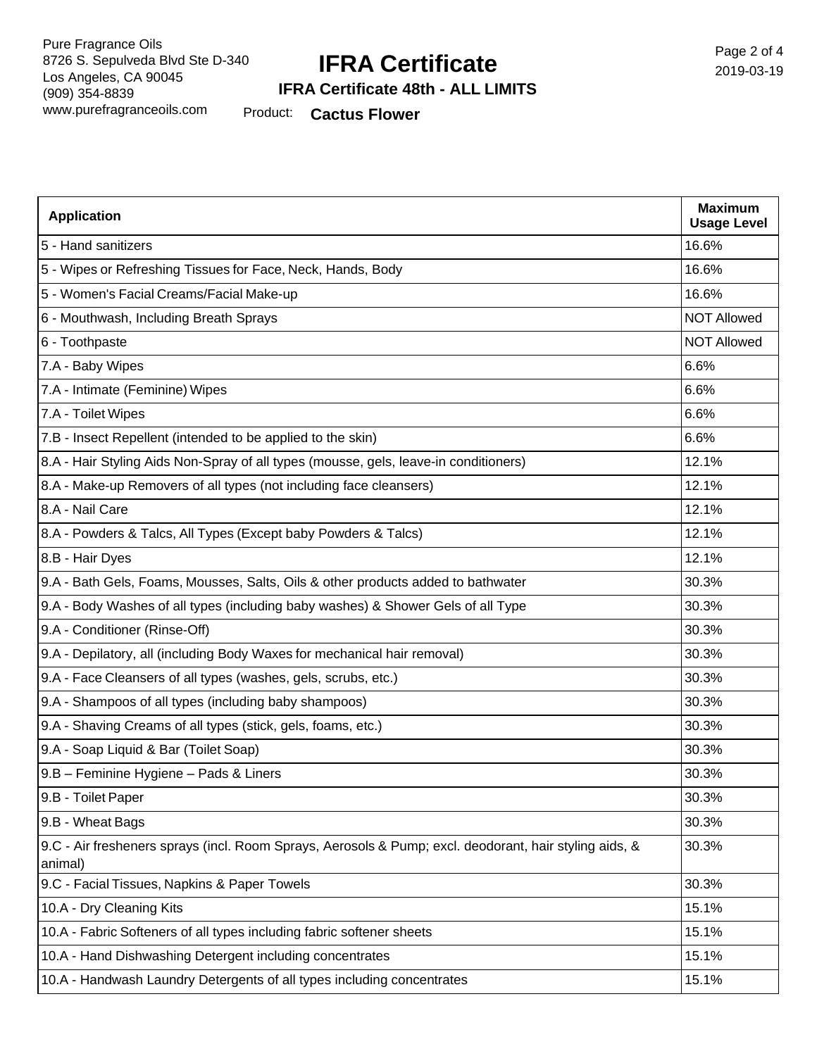| Application | Maximum Usage Level |
|---|---|
| 5 - Hand sanitizers | 16.6% |
| 5 - Wipes or Refreshing Tissues for Face, Neck, Hands, Body | 16.6% |
| 5 - Women's Facial Creams/Facial Make-up | 16.6% |
| 6 - Mouthwash, Including Breath Sprays | NOT Allowed |
| 6 - Toothpaste | NOT Allowed |
| 7.A - Baby Wipes | 6.6% |
| 7.A - Intimate (Feminine) Wipes | 6.6% |
| 7.A - Toilet Wipes | 6.6% |
| 7.B - Insect Repellent (intended to be applied to the skin) | 6.6% |
| 8.A - Hair Styling Aids Non-Spray of all types (mousse, gels, leave-in conditioners) | 12.1% |
| 8.A - Make-up Removers of all types (not including face cleansers) | 12.1% |
| 8.A - Nail Care | 12.1% |
| 8.A - Powders & Talcs, All Types (Except baby Powders & Talcs) | 12.1% |
| 8.B - Hair Dyes | 12.1% |
| 9.A - Bath Gels, Foams, Mousses, Salts, Oils & other products added to bathwater | 30.3% |
| 9.A - Body Washes of all types (including baby washes) & Shower Gels of all Type | 30.3% |
| 9.A - Conditioner (Rinse-Off) | 30.3% |
| 9.A - Depilatory, all (including Body Waxes for mechanical hair removal) | 30.3% |
| 9.A - Face Cleansers of all types (washes, gels, scrubs, etc.) | 30.3% |
| 9.A - Shampoos of all types (including baby shampoos) | 30.3% |
| 9.A - Shaving Creams of all types (stick, gels, foams, etc.) | 30.3% |
| 9.A - Soap Liquid & Bar (Toilet Soap) | 30.3% |
| 9.B – Feminine Hygiene – Pads & Liners | 30.3% |
| 9.B - Toilet Paper | 30.3% |
| 9.B - Wheat Bags | 30.3% |
| 9.C - Air fresheners sprays (incl. Room Sprays, Aerosols & Pump; excl. deodorant, hair styling aids, & animal) | 30.3% |
| 9.C - Facial Tissues, Napkins & Paper Towels | 30.3% |
| 10.A - Dry Cleaning Kits | 15.1% |
| 10.A - Fabric Softeners of all types including fabric softener sheets | 15.1% |
| 10.A - Hand Dishwashing Detergent including concentrates | 15.1% |
| 10.A - Handwash Laundry Detergents of all types including concentrates | 15.1% |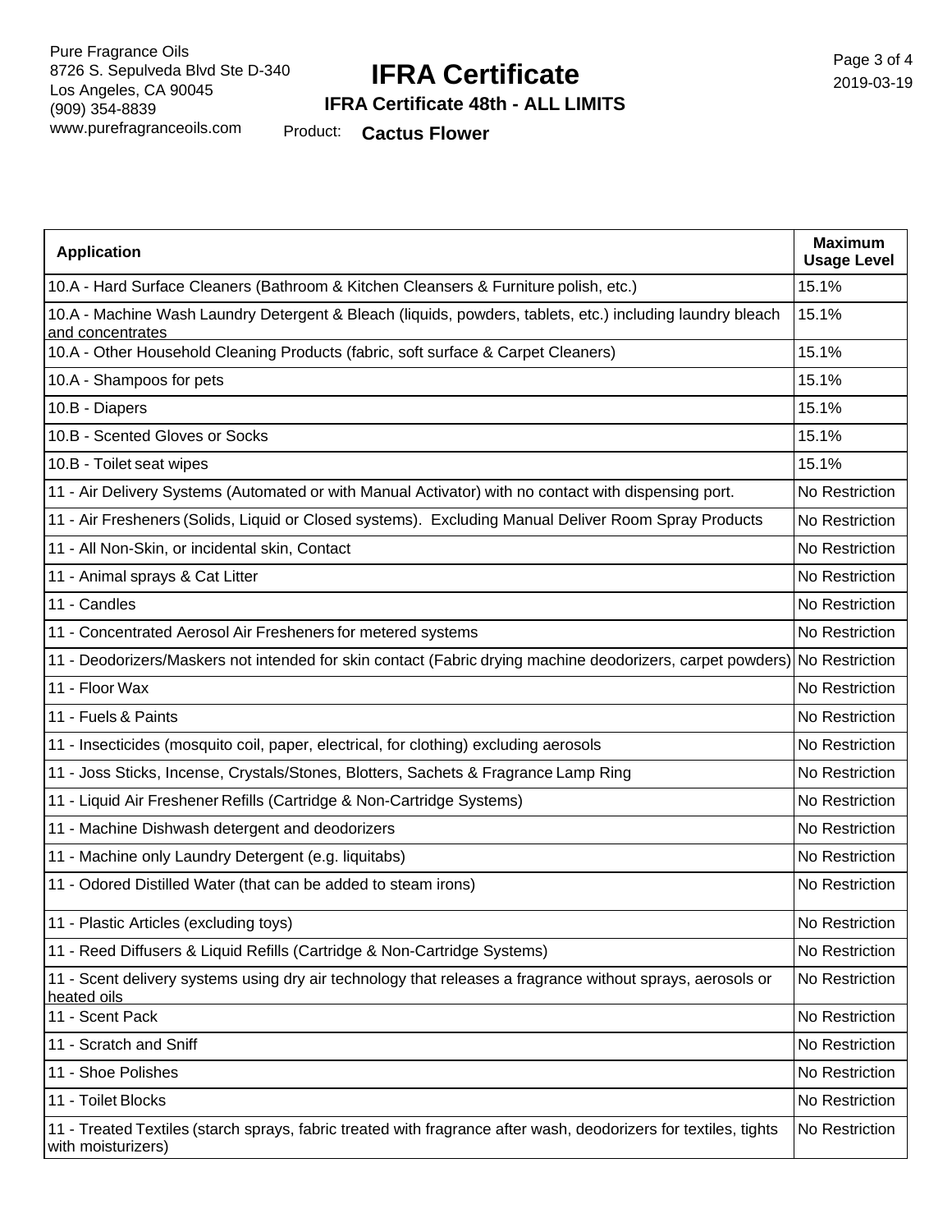Pure Fragrance Oils
8726 S. Sepulveda Blvd Ste D-340
Los Angeles, CA 90045
(909) 354-8839
www.purefragranceoils.com

# IFRA Certificate

**IFRA Certificate 48th - ALL LIMITS**

Product: **Cactus Flower**

2019-03-19

| Application | Maximum Usage Level |
|---|---|
| 10.A - Hard Surface Cleaners (Bathroom & Kitchen Cleansers & Furniture polish, etc.) | 15.1% |
| 10.A - Machine Wash Laundry Detergent & Bleach (liquids, powders, tablets, etc.) including laundry bleach and concentrates | 15.1% |
| 10.A - Other Household Cleaning Products (fabric, soft surface & Carpet Cleaners) | 15.1% |
| 10.A - Shampoos for pets | 15.1% |
| 10.B - Diapers | 15.1% |
| 10.B - Scented Gloves or Socks | 15.1% |
| 10.B - Toilet seat wipes | 15.1% |
| 11 - Air Delivery Systems (Automated or with Manual Activator) with no contact with dispensing port. | No Restriction |
| 11 - Air Fresheners (Solids, Liquid or Closed systems). Excluding Manual Deliver Room Spray Products | No Restriction |
| 11 - All Non-Skin, or incidental skin, Contact | No Restriction |
| 11 - Animal sprays & Cat Litter | No Restriction |
| 11 - Candles | No Restriction |
| 11 - Concentrated Aerosol Air Fresheners for metered systems | No Restriction |
| 11 - Deodorizers/Maskers not intended for skin contact (Fabric drying machine deodorizers, carpet powders) | No Restriction |
| 11 - Floor Wax | No Restriction |
| 11 - Fuels & Paints | No Restriction |
| 11 - Insecticides (mosquito coil, paper, electrical, for clothing) excluding aerosols | No Restriction |
| 11 - Joss Sticks, Incense, Crystals/Stones, Blotters, Sachets & Fragrance Lamp Ring | No Restriction |
| 11 - Liquid Air Freshener Refills (Cartridge & Non-Cartridge Systems) | No Restriction |
| 11 - Machine Dishwash detergent and deodorizers | No Restriction |
| 11 - Machine only Laundry Detergent (e.g. liquitabs) | No Restriction |
| 11 - Odored Distilled Water (that can be added to steam irons) | No Restriction |
| 11 - Plastic Articles (excluding toys) | No Restriction |
| 11 - Reed Diffusers & Liquid Refills (Cartridge & Non-Cartridge Systems) | No Restriction |
| 11 - Scent delivery systems using dry air technology that releases a fragrance without sprays, aerosols or heated oils | No Restriction |
| 11 - Scent Pack | No Restriction |
| 11 - Scratch and Sniff | No Restriction |
| 11 - Shoe Polishes | No Restriction |
| 11 - Toilet Blocks | No Restriction |
| 11 - Treated Textiles (starch sprays, fabric treated with fragrance after wash, deodorizers for textiles, tights with moisturizers) | No Restriction |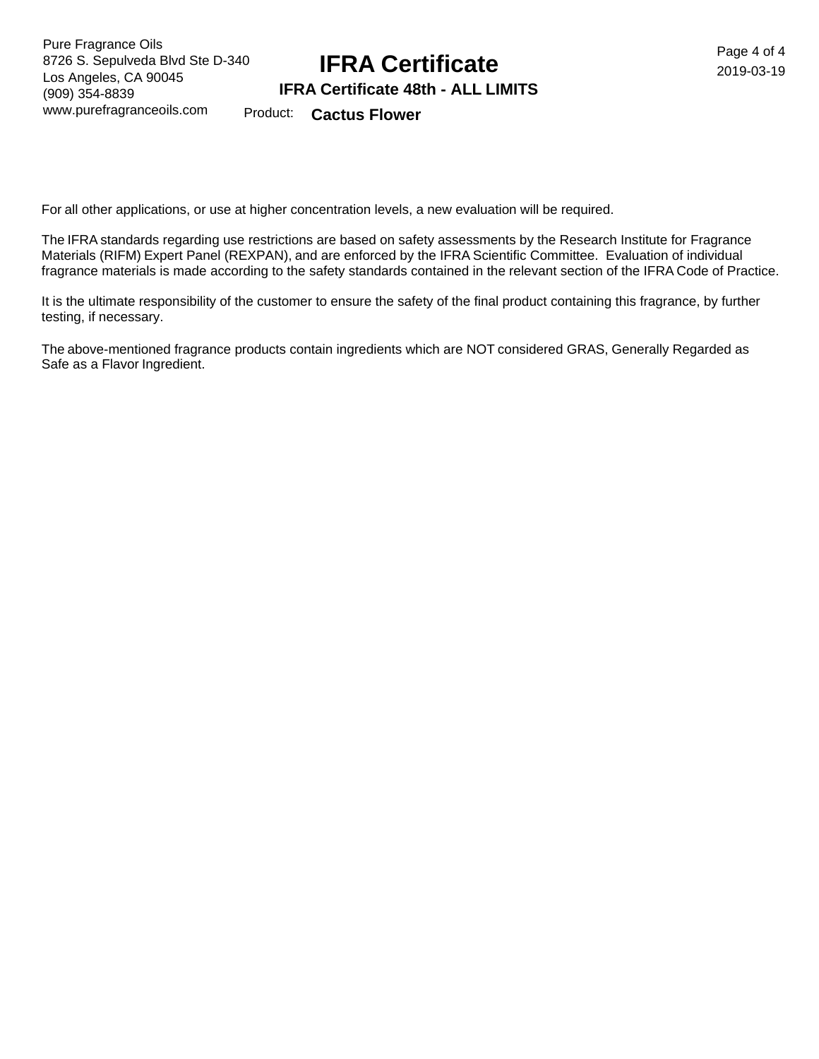For all other applications, or use at higher concentration levels, a new evaluation will be required.

The IFRA standards regarding use restrictions are based on safety assessments by the Research Institute for Fragrance Materials (RIFM) Expert Panel (REXPAN), and are enforced by the IFRA Scientific Committee. Evaluation of individual fragrance materials is made according to the safety standards contained in the relevant section of the IFRA Code of Practice.

It is the ultimate responsibility of the customer to ensure the safety of the final product containing this fragrance, by further testing, if necessary.

The above-mentioned fragrance products contain ingredients which are NOT considered GRAS, Generally Regarded as Safe as a Flavor Ingredient.